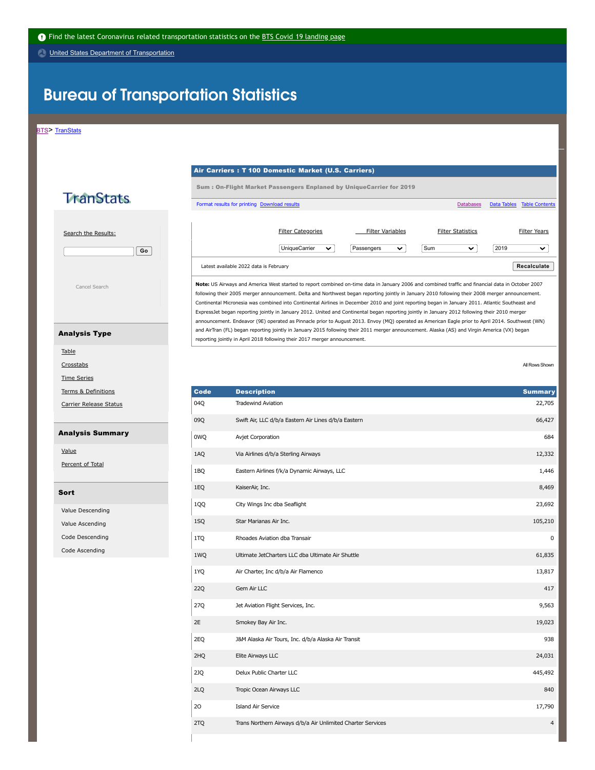Find the latest Coronavirus related transportation statistics on the BTS Covid 19 landing page

United States Department of Transportation

# Bureau of Transportation Statistics

BTS> TranStats

TranStats

Search the Results:

Go

Cancel Search

## Analysis Type

- Table
- Crosstabs
- Time Series
- Terms & Definitions
- Carrier Release Status

## Analysis Summary

- Value
- Percent of Total

## Sort

- Value Descending
- Value Ascending
- Code Descending
- Code Ascending

**Air Carriers : T 100 Domestic Market (U.S. Carriers)**

**Sum : On-Flight Market Passengers Enplaned by UniqueCarrier for 2019**

Format results for printing  Download results  Databases  Data Tables  Table Contents

| Filter Categories | Filter Variables | Filter Statistics | Filter Years |
|---|---|---|---|
| UniqueCarrier | Passengers | Sum | 2019 |

Latest available 2022 data is February  Recalculate

**Note:** US Airways and America West started to report combined on-time data in January 2006 and combined traffic and financial data in October 2007 following their 2005 merger announcement. Delta and Northwest began reporting jointly in January 2010 following their 2008 merger announcement. Continental Micronesia was combined into Continental Airlines in December 2010 and joint reporting began in January 2011. Atlantic Southeast and ExpressJet began reporting jointly in January 2012. United and Continental began reporting jointly in January 2012 following their 2010 merger announcement. Endeavor (9E) operated as Pinnacle prior to August 2013. Envoy (MQ) operated as American Eagle prior to April 2014. Southwest (WN) and AirTran (FL) began reporting jointly in January 2015 following their 2011 merger announcement. Alaska (AS) and Virgin America (VX) began reporting jointly in April 2018 following their 2017 merger announcement.

All Rows Shown

| Code | Description | Summary |
|---|---|---|
| 04Q | Tradewind Aviation | 22,705 |
| 09Q | Swift Air, LLC d/b/a Eastern Air Lines d/b/a Eastern | 66,427 |
| 0WQ | Avjet Corporation | 684 |
| 1AQ | Via Airlines d/b/a Sterling Airways | 12,332 |
| 1BQ | Eastern Airlines f/k/a Dynamic Airways, LLC | 1,446 |
| 1EQ | KaiserAir, Inc. | 8,469 |
| 1QQ | City Wings Inc dba Seaflight | 23,692 |
| 1SQ | Star Marianas Air Inc. | 105,210 |
| 1TQ | Rhoades Aviation dba Transair | 0 |
| 1WQ | Ultimate JetCharters LLC dba Ultimate Air Shuttle | 61,835 |
| 1YQ | Air Charter, Inc d/b/a Air Flamenco | 13,817 |
| 22Q | Gem Air LLC | 417 |
| 27Q | Jet Aviation Flight Services, Inc. | 9,563 |
| 2E | Smokey Bay Air Inc. | 19,023 |
| 2EQ | J&M Alaska Air Tours, Inc. d/b/a Alaska Air Transit | 938 |
| 2HQ | Elite Airways LLC | 24,031 |
| 2JQ | Delux Public Charter LLC | 445,492 |
| 2LQ | Tropic Ocean Airways LLC | 840 |
| 2O | Island Air Service | 17,790 |
| 2TQ | Trans Northern Airways d/b/a Air Unlimited Charter Services | 4 |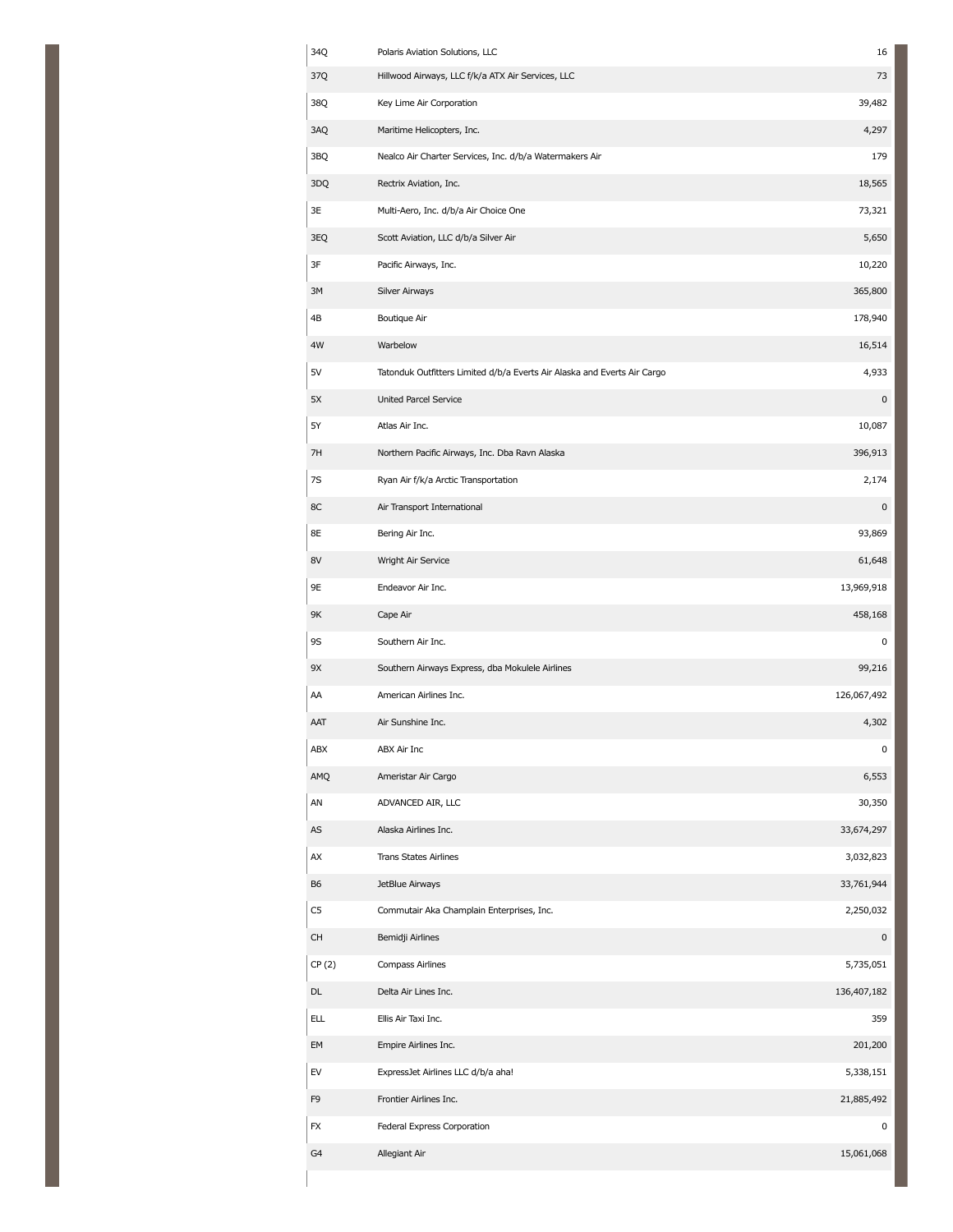| | | |
|---|---|---|
| 34Q | Polaris Aviation Solutions, LLC | 16 |
| 37Q | Hillwood Airways, LLC f/k/a ATX Air Services, LLC | 73 |
| 38Q | Key Lime Air Corporation | 39,482 |
| 3AQ | Maritime Helicopters, Inc. | 4,297 |
| 3BQ | Nealco Air Charter Services, Inc. d/b/a Watermakers Air | 179 |
| 3DQ | Rectrix Aviation, Inc. | 18,565 |
| 3E | Multi-Aero, Inc. d/b/a Air Choice One | 73,321 |
| 3EQ | Scott Aviation, LLC d/b/a Silver Air | 5,650 |
| 3F | Pacific Airways, Inc. | 10,220 |
| 3M | Silver Airways | 365,800 |
| 4B | Boutique Air | 178,940 |
| 4W | Warbelow | 16,514 |
| 5V | Tatonduk Outfitters Limited d/b/a Everts Air Alaska and Everts Air Cargo | 4,933 |
| 5X | United Parcel Service | 0 |
| 5Y | Atlas Air Inc. | 10,087 |
| 7H | Northern Pacific Airways, Inc. Dba Ravn Alaska | 396,913 |
| 7S | Ryan Air f/k/a Arctic Transportation | 2,174 |
| 8C | Air Transport International | 0 |
| 8E | Bering Air Inc. | 93,869 |
| 8V | Wright Air Service | 61,648 |
| 9E | Endeavor Air Inc. | 13,969,918 |
| 9K | Cape Air | 458,168 |
| 9S | Southern Air Inc. | 0 |
| 9X | Southern Airways Express, dba Mokulele Airlines | 99,216 |
| AA | American Airlines Inc. | 126,067,492 |
| AAT | Air Sunshine Inc. | 4,302 |
| ABX | ABX Air Inc | 0 |
| AMQ | Ameristar Air Cargo | 6,553 |
| AN | ADVANCED AIR, LLC | 30,350 |
| AS | Alaska Airlines Inc. | 33,674,297 |
| AX | Trans States Airlines | 3,032,823 |
| B6 | JetBlue Airways | 33,761,944 |
| C5 | Commutair Aka Champlain Enterprises, Inc. | 2,250,032 |
| CH | Bemidji Airlines | 0 |
| CP (2) | Compass Airlines | 5,735,051 |
| DL | Delta Air Lines Inc. | 136,407,182 |
| ELL | Ellis Air Taxi Inc. | 359 |
| EM | Empire Airlines Inc. | 201,200 |
| EV | ExpressJet Airlines LLC d/b/a aha! | 5,338,151 |
| F9 | Frontier Airlines Inc. | 21,885,492 |
| FX | Federal Express Corporation | 0 |
| G4 | Allegiant Air | 15,061,068 |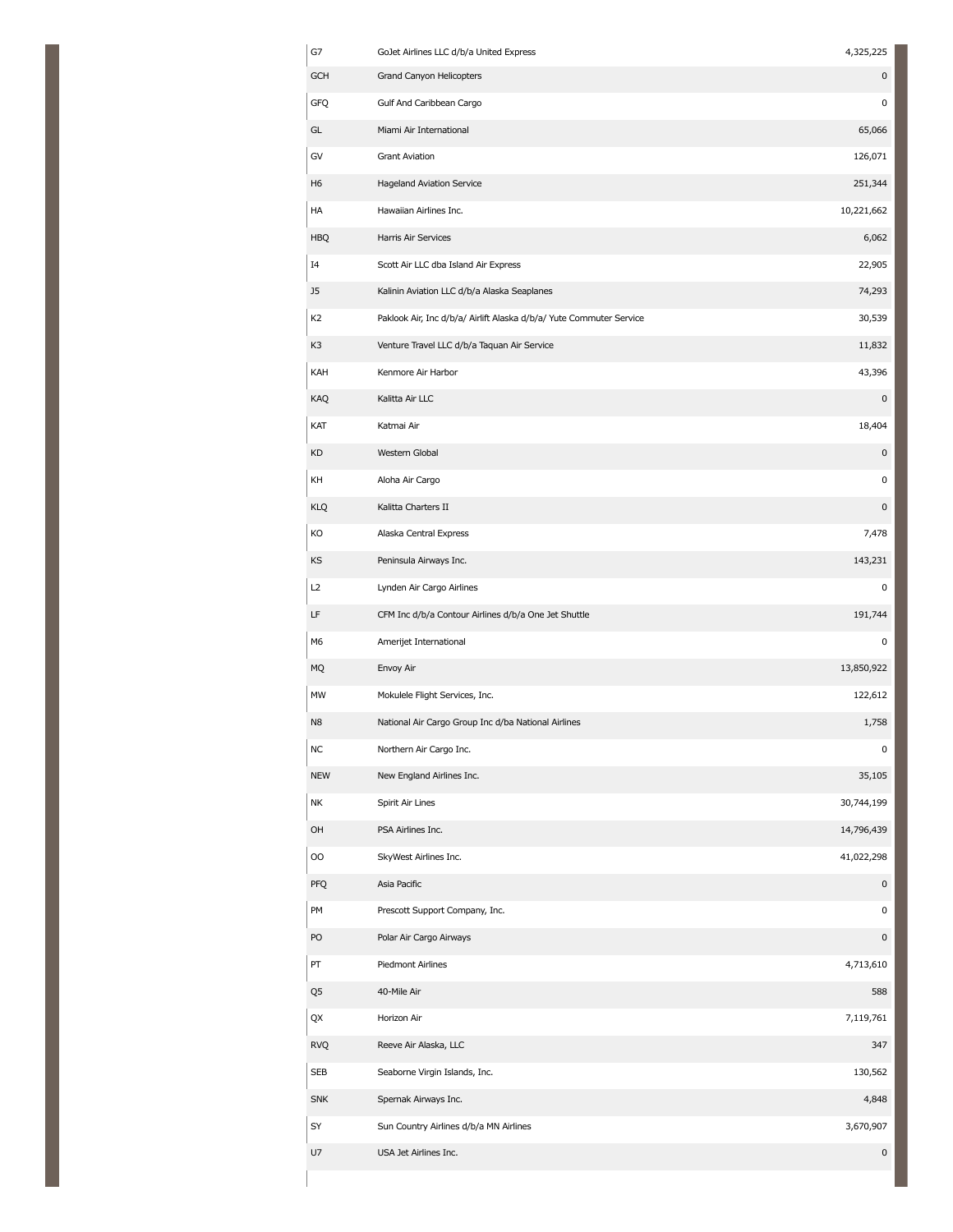| | | |
|---|---|---|
| G7 | GoJet Airlines LLC d/b/a United Express | 4,325,225 |
| GCH | Grand Canyon Helicopters | 0 |
| GFQ | Gulf And Caribbean Cargo | 0 |
| GL | Miami Air International | 65,066 |
| GV | Grant Aviation | 126,071 |
| H6 | Hageland Aviation Service | 251,344 |
| HA | Hawaiian Airlines Inc. | 10,221,662 |
| HBQ | Harris Air Services | 6,062 |
| I4 | Scott Air LLC dba Island Air Express | 22,905 |
| J5 | Kalinin Aviation LLC d/b/a Alaska Seaplanes | 74,293 |
| K2 | Paklook Air, Inc d/b/a/ Airlift Alaska d/b/a/ Yute Commuter Service | 30,539 |
| K3 | Venture Travel LLC d/b/a Taquan Air Service | 11,832 |
| KAH | Kenmore Air Harbor | 43,396 |
| KAQ | Kalitta Air LLC | 0 |
| KAT | Katmai Air | 18,404 |
| KD | Western Global | 0 |
| KH | Aloha Air Cargo | 0 |
| KLQ | Kalitta Charters II | 0 |
| KO | Alaska Central Express | 7,478 |
| KS | Peninsula Airways Inc. | 143,231 |
| L2 | Lynden Air Cargo Airlines | 0 |
| LF | CFM Inc d/b/a Contour Airlines d/b/a One Jet Shuttle | 191,744 |
| M6 | Amerijet International | 0 |
| MQ | Envoy Air | 13,850,922 |
| MW | Mokulele Flight Services, Inc. | 122,612 |
| N8 | National Air Cargo Group Inc d/ba National Airlines | 1,758 |
| NC | Northern Air Cargo Inc. | 0 |
| NEW | New England Airlines Inc. | 35,105 |
| NK | Spirit Air Lines | 30,744,199 |
| OH | PSA Airlines Inc. | 14,796,439 |
| OO | SkyWest Airlines Inc. | 41,022,298 |
| PFQ | Asia Pacific | 0 |
| PM | Prescott Support Company, Inc. | 0 |
| PO | Polar Air Cargo Airways | 0 |
| PT | Piedmont Airlines | 4,713,610 |
| Q5 | 40-Mile Air | 588 |
| QX | Horizon Air | 7,119,761 |
| RVQ | Reeve Air Alaska, LLC | 347 |
| SEB | Seaborne Virgin Islands, Inc. | 130,562 |
| SNK | Spernak Airways Inc. | 4,848 |
| SY | Sun Country Airlines d/b/a MN Airlines | 3,670,907 |
| U7 | USA Jet Airlines Inc. | 0 |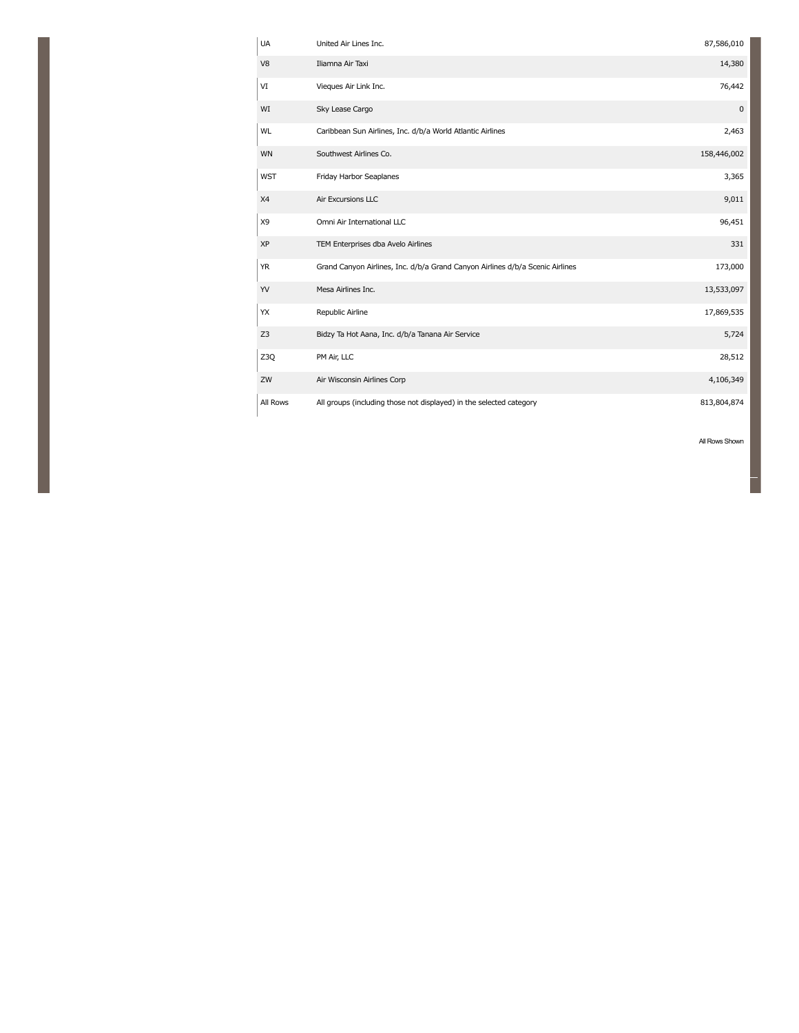| | | |
|---|---|---|
| UA | United Air Lines Inc. | 87,586,010 |
| V8 | Iliamna Air Taxi | 14,380 |
| VI | Vieques Air Link Inc. | 76,442 |
| WI | Sky Lease Cargo | 0 |
| WL | Caribbean Sun Airlines, Inc. d/b/a World Atlantic Airlines | 2,463 |
| WN | Southwest Airlines Co. | 158,446,002 |
| WST | Friday Harbor Seaplanes | 3,365 |
| X4 | Air Excursions LLC | 9,011 |
| X9 | Omni Air International LLC | 96,451 |
| XP | TEM Enterprises dba Avelo Airlines | 331 |
| YR | Grand Canyon Airlines, Inc. d/b/a Grand Canyon Airlines d/b/a Scenic Airlines | 173,000 |
| YV | Mesa Airlines Inc. | 13,533,097 |
| YX | Republic Airline | 17,869,535 |
| Z3 | Bidzy Ta Hot Aana, Inc. d/b/a Tanana Air Service | 5,724 |
| Z3Q | PM Air, LLC | 28,512 |
| ZW | Air Wisconsin Airlines Corp | 4,106,349 |
| All Rows | All groups (including those not displayed) in the selected category | 813,804,874 |

All Rows Shown